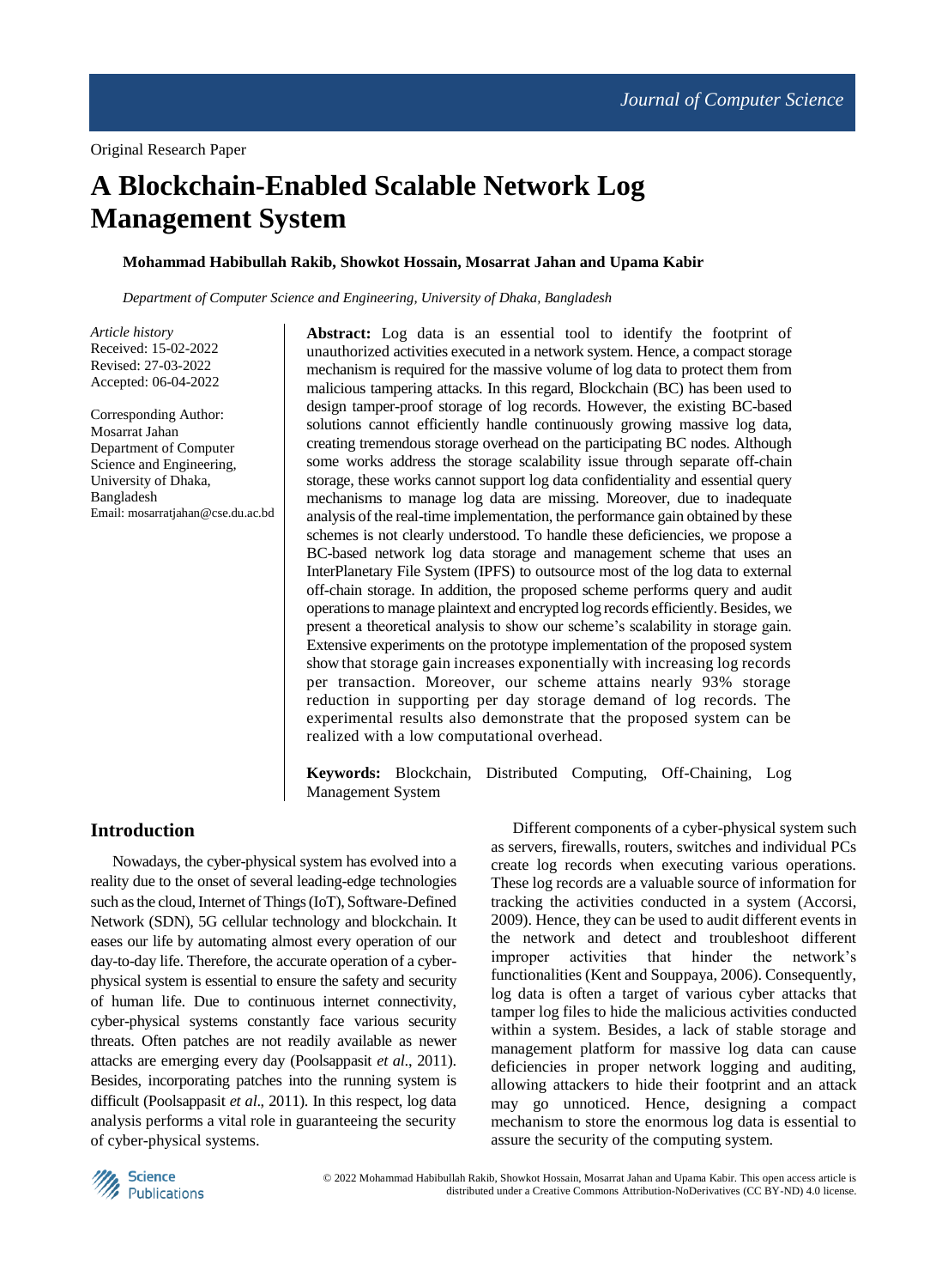Original Research Paper

# A Blockchain-Enabled Scalable Network Log Management System

**Mohammad Habibullah Rakib, Showkot Hossain, Mosarrat Jahan and Upama Kabir**

*Department of Computer Science and Engineering, University of Dhaka, Bangladesh*

*Article history*
Received: 15-02-2022
Revised: 27-03-2022
Accepted: 06-04-2022

Corresponding Author:
Mosarrat Jahan
Department of Computer Science and Engineering, University of Dhaka, Bangladesh
Email: mosarratjahan@cse.du.ac.bd

**Abstract:** Log data is an essential tool to identify the footprint of unauthorized activities executed in a network system. Hence, a compact storage mechanism is required for the massive volume of log data to protect them from malicious tampering attacks. In this regard, Blockchain (BC) has been used to design tamper-proof storage of log records. However, the existing BC-based solutions cannot efficiently handle continuously growing massive log data, creating tremendous storage overhead on the participating BC nodes. Although some works address the storage scalability issue through separate off-chain storage, these works cannot support log data confidentiality and essential query mechanisms to manage log data are missing. Moreover, due to inadequate analysis of the real-time implementation, the performance gain obtained by these schemes is not clearly understood. To handle these deficiencies, we propose a BC-based network log data storage and management scheme that uses an InterPlanetary File System (IPFS) to outsource most of the log data to external off-chain storage. In addition, the proposed scheme performs query and audit operations to manage plaintext and encrypted log records efficiently. Besides, we present a theoretical analysis to show our scheme's scalability in storage gain. Extensive experiments on the prototype implementation of the proposed system show that storage gain increases exponentially with increasing log records per transaction. Moreover, our scheme attains nearly 93% storage reduction in supporting per day storage demand of log records. The experimental results also demonstrate that the proposed system can be realized with a low computational overhead.

**Keywords:** Blockchain, Distributed Computing, Off-Chaining, Log Management System

## Introduction

Nowadays, the cyber-physical system has evolved into a reality due to the onset of several leading-edge technologies such as the cloud, Internet of Things (IoT), Software-Defined Network (SDN), 5G cellular technology and blockchain. It eases our life by automating almost every operation of our day-to-day life. Therefore, the accurate operation of a cyber-physical system is essential to ensure the safety and security of human life. Due to continuous internet connectivity, cyber-physical systems constantly face various security threats. Often patches are not readily available as newer attacks are emerging every day (Poolsappasit *et al*., 2011). Besides, incorporating patches into the running system is difficult (Poolsappasit *et al*., 2011). In this respect, log data analysis performs a vital role in guaranteeing the security of cyber-physical systems.

Different components of a cyber-physical system such as servers, firewalls, routers, switches and individual PCs create log records when executing various operations. These log records are a valuable source of information for tracking the activities conducted in a system (Accorsi, 2009). Hence, they can be used to audit different events in the network and detect and troubleshoot different improper activities that hinder the network's functionalities (Kent and Souppaya, 2006). Consequently, log data is often a target of various cyber attacks that tamper log files to hide the malicious activities conducted within a system. Besides, a lack of stable storage and management platform for massive log data can cause deficiencies in proper network logging and auditing, allowing attackers to hide their footprint and an attack may go unnoticed. Hence, designing a compact mechanism to store the enormous log data is essential to assure the security of the computing system.

© 2022 Mohammad Habibullah Rakib, Showkot Hossain, Mosarrat Jahan and Upama Kabir. This open access article is distributed under a Creative Commons Attribution-NoDerivatives (CC BY-ND) 4.0 license.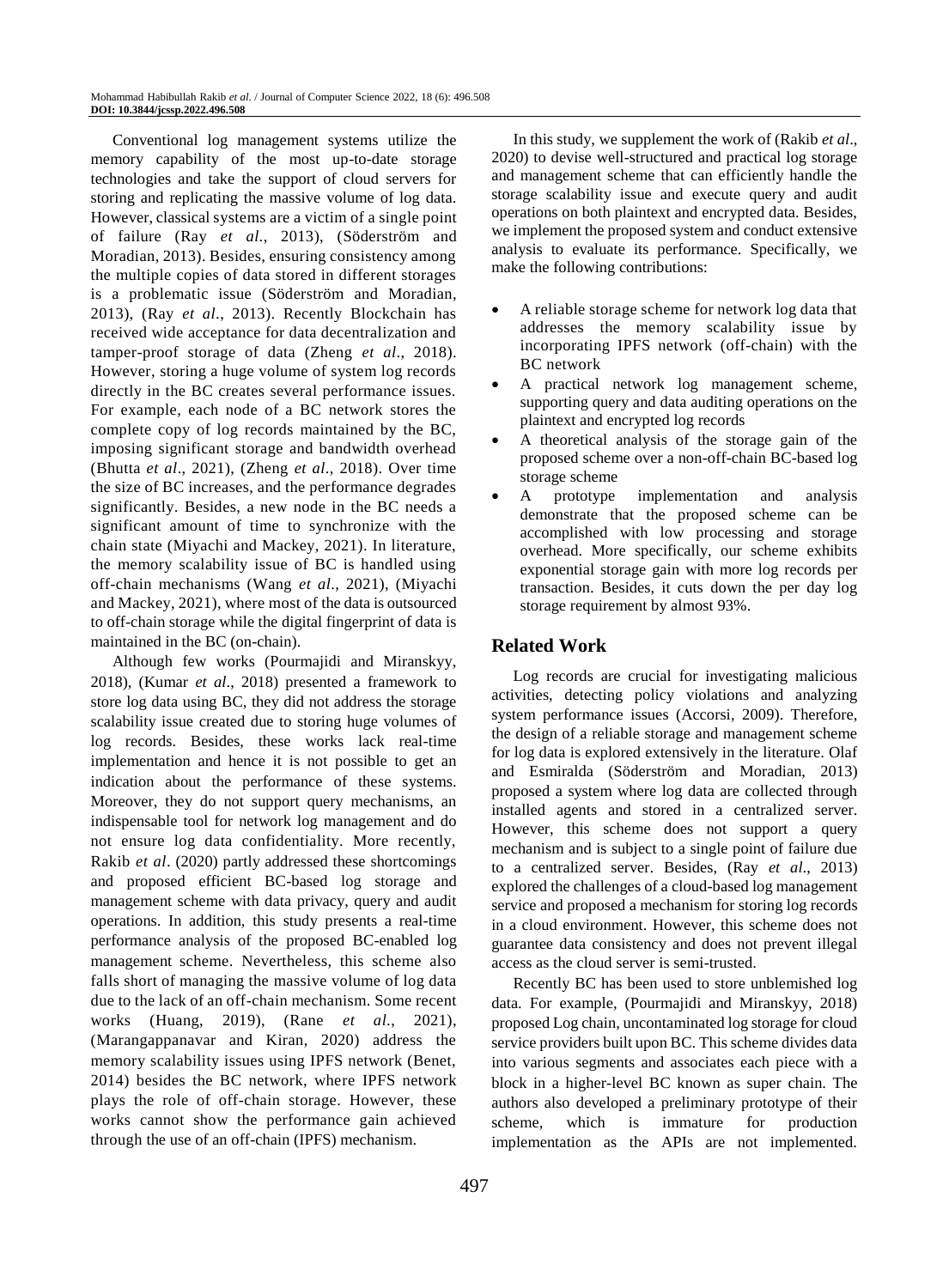Conventional log management systems utilize the memory capability of the most up-to-date storage technologies and take the support of cloud servers for storing and replicating the massive volume of log data. However, classical systems are a victim of a single point of failure (Ray *et al*., 2013), (Söderström and Moradian, 2013). Besides, ensuring consistency among the multiple copies of data stored in different storages is a problematic issue (Söderström and Moradian, 2013), (Ray *et al*., 2013). Recently Blockchain has received wide acceptance for data decentralization and tamper-proof storage of data (Zheng *et al*., 2018). However, storing a huge volume of system log records directly in the BC creates several performance issues. For example, each node of a BC network stores the complete copy of log records maintained by the BC, imposing significant storage and bandwidth overhead (Bhutta *et al*., 2021), (Zheng *et al*., 2018). Over time the size of BC increases, and the performance degrades significantly. Besides, a new node in the BC needs a significant amount of time to synchronize with the chain state (Miyachi and Mackey, 2021). In literature, the memory scalability issue of BC is handled using off-chain mechanisms (Wang *et al*., 2021), (Miyachi and Mackey, 2021), where most of the data is outsourced to off-chain storage while the digital fingerprint of data is maintained in the BC (on-chain).

Although few works (Pourmajidi and Miranskyy, 2018), (Kumar *et al*., 2018) presented a framework to store log data using BC, they did not address the storage scalability issue created due to storing huge volumes of log records. Besides, these works lack real-time implementation and hence it is not possible to get an indication about the performance of these systems. Moreover, they do not support query mechanisms, an indispensable tool for network log management and do not ensure log data confidentiality. More recently, Rakib *et al*. (2020) partly addressed these shortcomings and proposed efficient BC-based log storage and management scheme with data privacy, query and audit operations. In addition, this study presents a real-time performance analysis of the proposed BC-enabled log management scheme. Nevertheless, this scheme also falls short of managing the massive volume of log data due to the lack of an off-chain mechanism. Some recent works (Huang, 2019), (Rane *et al*., 2021), (Marangappanavar and Kiran, 2020) address the memory scalability issues using IPFS network (Benet, 2014) besides the BC network, where IPFS network plays the role of off-chain storage. However, these works cannot show the performance gain achieved through the use of an off-chain (IPFS) mechanism.

In this study, we supplement the work of (Rakib *et al*., 2020) to devise well-structured and practical log storage and management scheme that can efficiently handle the storage scalability issue and execute query and audit operations on both plaintext and encrypted data. Besides, we implement the proposed system and conduct extensive analysis to evaluate its performance. Specifically, we make the following contributions:

- A reliable storage scheme for network log data that addresses the memory scalability issue by incorporating IPFS network (off-chain) with the BC network
- A practical network log management scheme, supporting query and data auditing operations on the plaintext and encrypted log records
- A theoretical analysis of the storage gain of the proposed scheme over a non-off-chain BC-based log storage scheme
- A prototype implementation and analysis demonstrate that the proposed scheme can be accomplished with low processing and storage overhead. More specifically, our scheme exhibits exponential storage gain with more log records per transaction. Besides, it cuts down the per day log storage requirement by almost 93%.

## Related Work

Log records are crucial for investigating malicious activities, detecting policy violations and analyzing system performance issues (Accorsi, 2009). Therefore, the design of a reliable storage and management scheme for log data is explored extensively in the literature. Olaf and Esmiralda (Söderström and Moradian, 2013) proposed a system where log data are collected through installed agents and stored in a centralized server. However, this scheme does not support a query mechanism and is subject to a single point of failure due to a centralized server. Besides, (Ray *et al*., 2013) explored the challenges of a cloud-based log management service and proposed a mechanism for storing log records in a cloud environment. However, this scheme does not guarantee data consistency and does not prevent illegal access as the cloud server is semi-trusted.

Recently BC has been used to store unblemished log data. For example, (Pourmajidi and Miranskyy, 2018) proposed Log chain, uncontaminated log storage for cloud service providers built upon BC. This scheme divides data into various segments and associates each piece with a block in a higher-level BC known as super chain. The authors also developed a preliminary prototype of their scheme, which is immature for production implementation as the APIs are not implemented.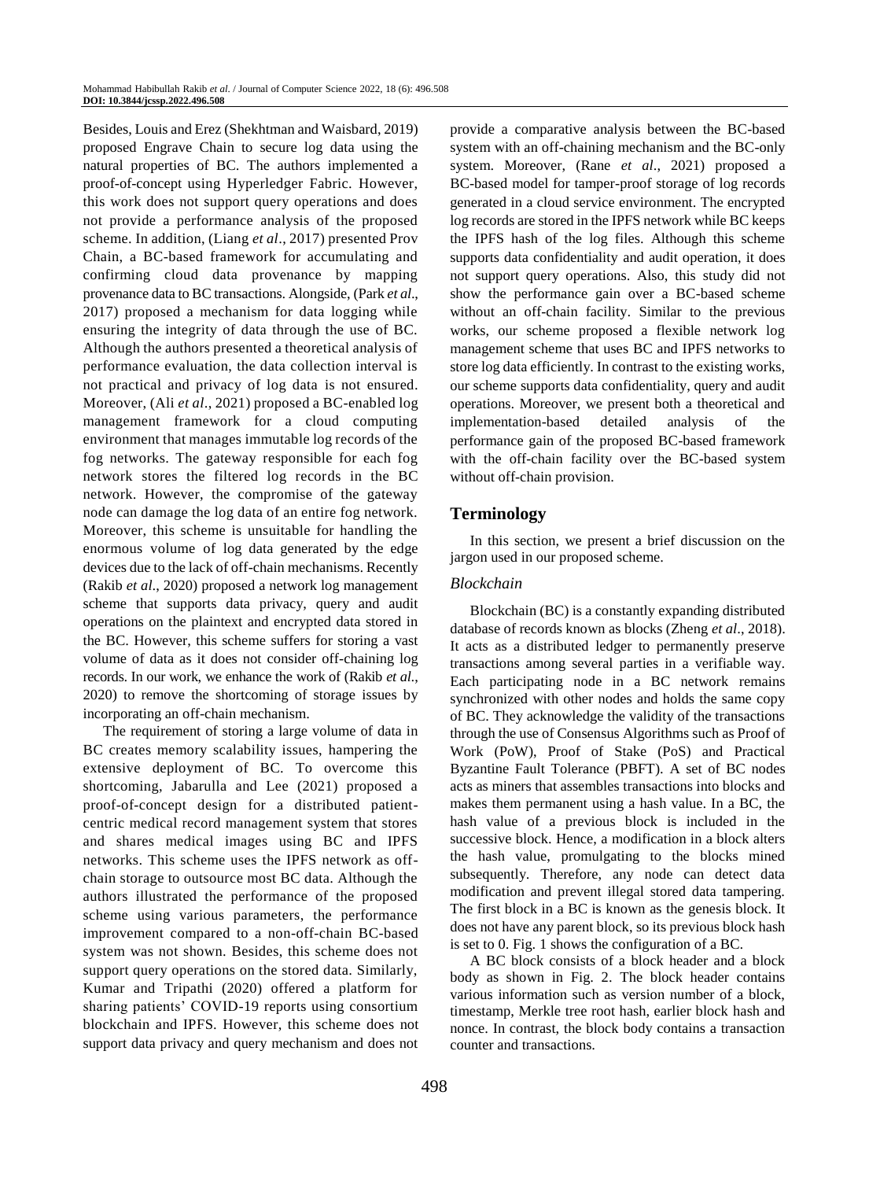Besides, Louis and Erez (Shekhtman and Waisbard, 2019) proposed Engrave Chain to secure log data using the natural properties of BC. The authors implemented a proof-of-concept using Hyperledger Fabric. However, this work does not support query operations and does not provide a performance analysis of the proposed scheme. In addition, (Liang *et al*., 2017) presented Prov Chain, a BC-based framework for accumulating and confirming cloud data provenance by mapping provenance data to BC transactions. Alongside, (Park *et al*., 2017) proposed a mechanism for data logging while ensuring the integrity of data through the use of BC. Although the authors presented a theoretical analysis of performance evaluation, the data collection interval is not practical and privacy of log data is not ensured. Moreover, (Ali *et al*., 2021) proposed a BC-enabled log management framework for a cloud computing environment that manages immutable log records of the fog networks. The gateway responsible for each fog network stores the filtered log records in the BC network. However, the compromise of the gateway node can damage the log data of an entire fog network. Moreover, this scheme is unsuitable for handling the enormous volume of log data generated by the edge devices due to the lack of off-chain mechanisms. Recently (Rakib *et al*., 2020) proposed a network log management scheme that supports data privacy, query and audit operations on the plaintext and encrypted data stored in the BC. However, this scheme suffers for storing a vast volume of data as it does not consider off-chaining log records. In our work, we enhance the work of (Rakib *et al*., 2020) to remove the shortcoming of storage issues by incorporating an off-chain mechanism.

The requirement of storing a large volume of data in BC creates memory scalability issues, hampering the extensive deployment of BC. To overcome this shortcoming, Jabarulla and Lee (2021) proposed a proof-of-concept design for a distributed patient-centric medical record management system that stores and shares medical images using BC and IPFS networks. This scheme uses the IPFS network as off-chain storage to outsource most BC data. Although the authors illustrated the performance of the proposed scheme using various parameters, the performance improvement compared to a non-off-chain BC-based system was not shown. Besides, this scheme does not support query operations on the stored data. Similarly, Kumar and Tripathi (2020) offered a platform for sharing patients' COVID-19 reports using consortium blockchain and IPFS. However, this scheme does not support data privacy and query mechanism and does not provide a comparative analysis between the BC-based system with an off-chaining mechanism and the BC-only system. Moreover, (Rane *et al*., 2021) proposed a BC-based model for tamper-proof storage of log records generated in a cloud service environment. The encrypted log records are stored in the IPFS network while BC keeps the IPFS hash of the log files. Although this scheme supports data confidentiality and audit operation, it does not support query operations. Also, this study did not show the performance gain over a BC-based scheme without an off-chain facility. Similar to the previous works, our scheme proposed a flexible network log management scheme that uses BC and IPFS networks to store log data efficiently. In contrast to the existing works, our scheme supports data confidentiality, query and audit operations. Moreover, we present both a theoretical and implementation-based detailed analysis of the performance gain of the proposed BC-based framework with the off-chain facility over the BC-based system without off-chain provision.

## Terminology

In this section, we present a brief discussion on the jargon used in our proposed scheme.

### *Blockchain*

Blockchain (BC) is a constantly expanding distributed database of records known as blocks (Zheng *et al*., 2018). It acts as a distributed ledger to permanently preserve transactions among several parties in a verifiable way. Each participating node in a BC network remains synchronized with other nodes and holds the same copy of BC. They acknowledge the validity of the transactions through the use of Consensus Algorithms such as Proof of Work (PoW), Proof of Stake (PoS) and Practical Byzantine Fault Tolerance (PBFT). A set of BC nodes acts as miners that assembles transactions into blocks and makes them permanent using a hash value. In a BC, the hash value of a previous block is included in the successive block. Hence, a modification in a block alters the hash value, promulgating to the blocks mined subsequently. Therefore, any node can detect data modification and prevent illegal stored data tampering. The first block in a BC is known as the genesis block. It does not have any parent block, so its previous block hash is set to 0. Fig. 1 shows the configuration of a BC.

A BC block consists of a block header and a block body as shown in Fig. 2. The block header contains various information such as version number of a block, timestamp, Merkle tree root hash, earlier block hash and nonce. In contrast, the block body contains a transaction counter and transactions.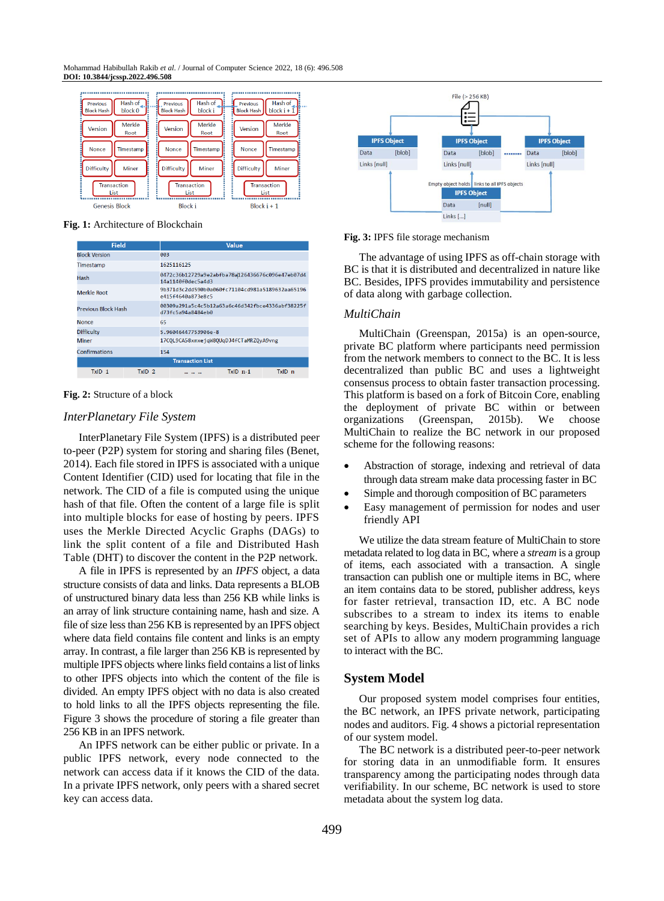Fig. 1: Architecture of Blockchain

| Field | Value |
|---|---|
| Block Version | 003 |
| Timestamp | 1625116125 |
| Hash | 0472c36b12729a9e2abfba78a126436676c096e47eb07d414a1140f0dec5a4d3 |
| Merkle Root | 9b371d3c2dd590b0a060fc71104cd981a5189632aa65196e415f4640a873e8c5 |
| Previous Block Hash | 00309a291a5c4c5b12a63a6c46d342fbce4336abf38225fd73fc5a94a8484eb0 |
| Nonce | 65 |
| Difficulty | 5.96046447753906e-8 |
| Miner | 17CQL9CA58xmxejqW8QUqDJ4fCTaMRZQyA9vng |
| Confirmations | 154 |

| Transaction List | | | | |
|---|---|---|---|---|
| TxID 1 | TxID 2 | ... ... | TxID n-1 | TxID n |

Fig. 2: Structure of a block

### InterPlanetary File System

InterPlanetary File System (IPFS) is a distributed peer to-peer (P2P) system for storing and sharing files (Benet, 2014). Each file stored in IPFS is associated with a unique Content Identifier (CID) used for locating that file in the network. The CID of a file is computed using the unique hash of that file. Often the content of a large file is split into multiple blocks for ease of hosting by peers. IPFS uses the Merkle Directed Acyclic Graphs (DAGs) to link the split content of a file and Distributed Hash Table (DHT) to discover the content in the P2P network.

A file in IPFS is represented by an *IPFS* object, a data structure consists of data and links. Data represents a BLOB of unstructured binary data less than 256 KB while links is an array of link structure containing name, hash and size. A file of size less than 256 KB is represented by an IPFS object where data field contains file content and links is an empty array. In contrast, a file larger than 256 KB is represented by multiple IPFS objects where links field contains a list of links to other IPFS objects into which the content of the file is divided. An empty IPFS object with no data is also created to hold links to all the IPFS objects representing the file. Figure 3 shows the procedure of storing a file greater than 256 KB in an IPFS network.

An IPFS network can be either public or private. In a public IPFS network, every node connected to the network can access data if it knows the CID of the data. In a private IPFS network, only peers with a shared secret key can access data.

Fig. 3: IPFS file storage mechanism

The advantage of using IPFS as off-chain storage with BC is that it is distributed and decentralized in nature like BC. Besides, IPFS provides immutability and persistence of data along with garbage collection.

### MultiChain

MultiChain (Greenspan, 2015a) is an open-source, private BC platform where participants need permission from the network members to connect to the BC. It is less decentralized than public BC and uses a lightweight consensus process to obtain faster transaction processing. This platform is based on a fork of Bitcoin Core, enabling the deployment of private BC within or between organizations (Greenspan, 2015b). We choose MultiChain to realize the BC network in our proposed scheme for the following reasons:

- Abstraction of storage, indexing and retrieval of data through data stream make data processing faster in BC
- Simple and thorough composition of BC parameters
- Easy management of permission for nodes and user friendly API

We utilize the data stream feature of MultiChain to store metadata related to log data in BC, where a *stream* is a group of items, each associated with a transaction. A single transaction can publish one or multiple items in BC, where an item contains data to be stored, publisher address, keys for faster retrieval, transaction ID, etc. A BC node subscribes to a stream to index its items to enable searching by keys. Besides, MultiChain provides a rich set of APIs to allow any modern programming language to interact with the BC.

## System Model

Our proposed system model comprises four entities, the BC network, an IPFS private network, participating nodes and auditors. Fig. 4 shows a pictorial representation of our system model.

The BC network is a distributed peer-to-peer network for storing data in an unmodifiable form. It ensures transparency among the participating nodes through data verifiability. In our scheme, BC network is used to store metadata about the system log data.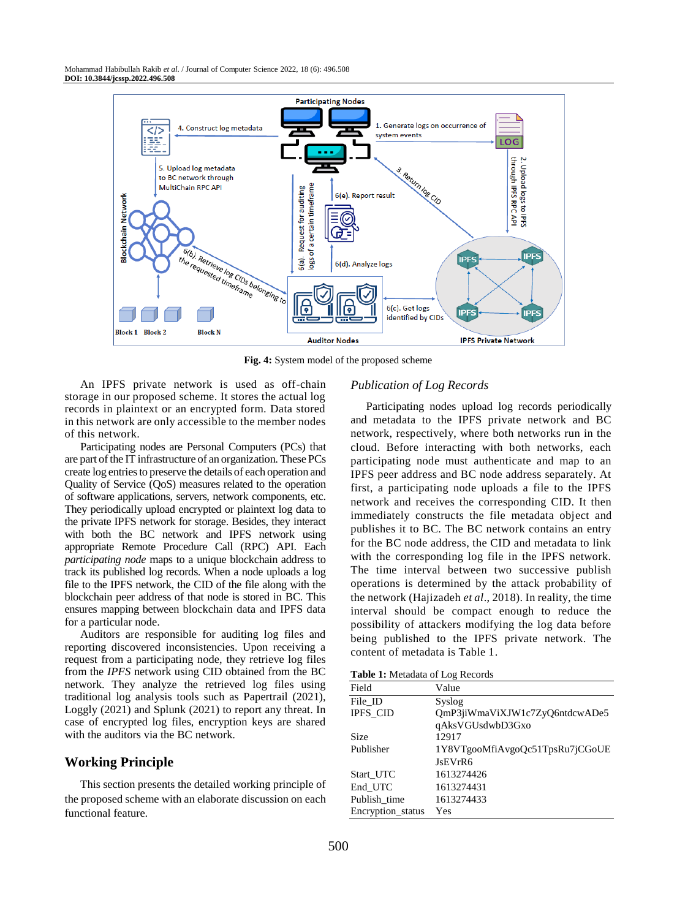Fig. 4: System model of the proposed scheme

An IPFS private network is used as off-chain storage in our proposed scheme. It stores the actual log records in plaintext or an encrypted form. Data stored in this network are only accessible to the member nodes of this network.

Participating nodes are Personal Computers (PCs) that are part of the IT infrastructure of an organization. These PCs create log entries to preserve the details of each operation and Quality of Service (QoS) measures related to the operation of software applications, servers, network components, etc. They periodically upload encrypted or plaintext log data to the private IPFS network for storage. Besides, they interact with both the BC network and IPFS network using appropriate Remote Procedure Call (RPC) API. Each *participating node* maps to a unique blockchain address to track its published log records. When a node uploads a log file to the IPFS network, the CID of the file along with the blockchain peer address of that node is stored in BC. This ensures mapping between blockchain data and IPFS data for a particular node.

Auditors are responsible for auditing log files and reporting discovered inconsistencies. Upon receiving a request from a participating node, they retrieve log files from the *IPFS* network using CID obtained from the BC network. They analyze the retrieved log files using traditional log analysis tools such as Papertrail (2021), Loggly (2021) and Splunk (2021) to report any threat. In case of encrypted log files, encryption keys are shared with the auditors via the BC network.

## Working Principle

This section presents the detailed working principle of the proposed scheme with an elaborate discussion on each functional feature.

### *Publication of Log Records*

Participating nodes upload log records periodically and metadata to the IPFS private network and BC network, respectively, where both networks run in the cloud. Before interacting with both networks, each participating node must authenticate and map to an IPFS peer address and BC node address separately. At first, a participating node uploads a file to the IPFS network and receives the corresponding CID. It then immediately constructs the file metadata object and publishes it to BC. The BC network contains an entry for the BC node address, the CID and metadata to link with the corresponding log file in the IPFS network. The time interval between two successive publish operations is determined by the attack probability of the network (Hajizadeh *et al*., 2018). In reality, the time interval should be compact enough to reduce the possibility of attackers modifying the log data before being published to the IPFS private network. The content of metadata is Table 1.

**Table 1:** Metadata of Log Records

| Field | Value |
|---|---|
| File_ID | Syslog |
| IPFS_CID | QmP3jiWmaViXJW1c7ZyQ6ntdcwADe5qAksVGUsdwbD3Gxo |
| Size | 12917 |
| Publisher | 1Y8VTgooMfiAvgoQc51TpsRu7jCGoUEJsEVrR6 |
| Start_UTC | 1613274426 |
| End_UTC | 1613274431 |
| Publish_time | 1613274433 |
| Encryption_status | Yes |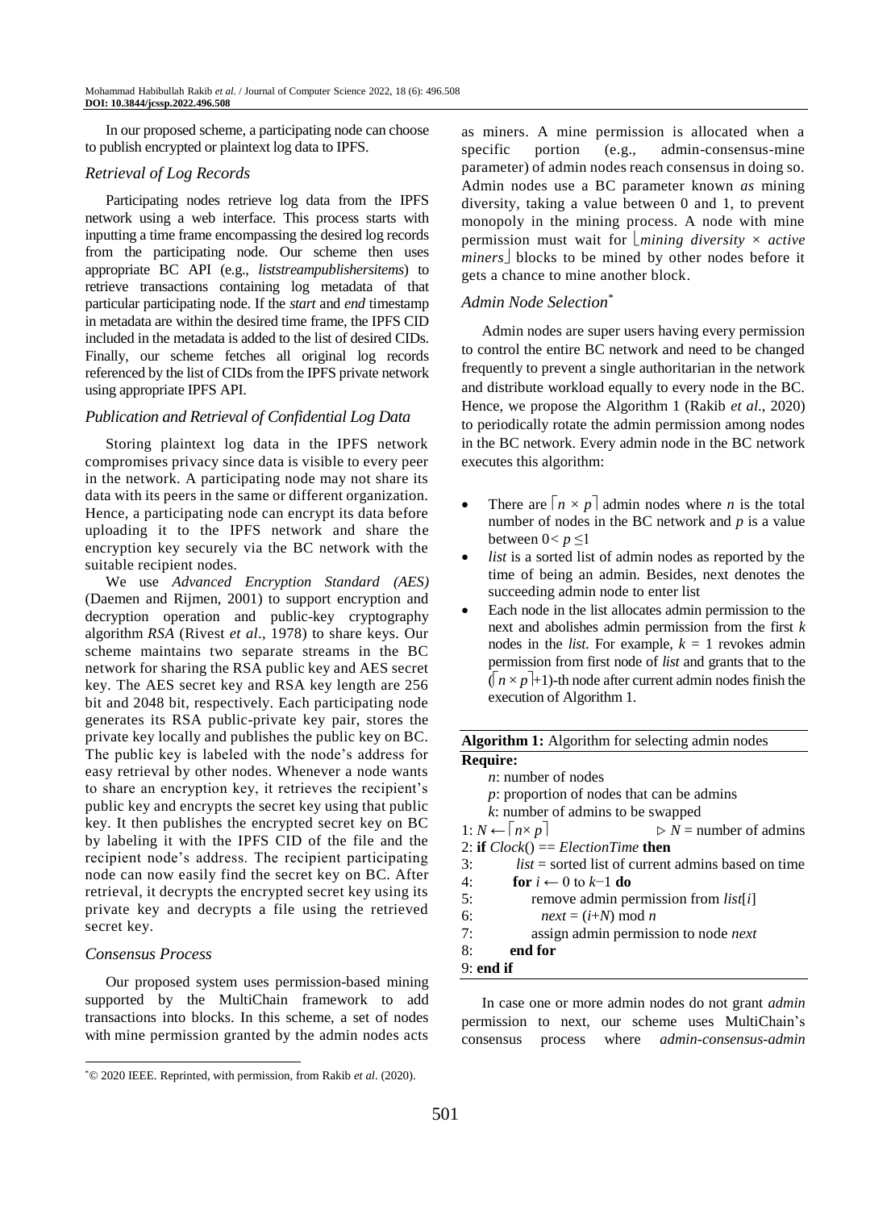In our proposed scheme, a participating node can choose to publish encrypted or plaintext log data to IPFS.

### *Retrieval of Log Records*

Participating nodes retrieve log data from the IPFS network using a web interface. This process starts with inputting a time frame encompassing the desired log records from the participating node. Our scheme then uses appropriate BC API (e.g., *liststreampublishersitems*) to retrieve transactions containing log metadata of that particular participating node. If the *start* and *end* timestamp in metadata are within the desired time frame, the IPFS CID included in the metadata is added to the list of desired CIDs. Finally, our scheme fetches all original log records referenced by the list of CIDs from the IPFS private network using appropriate IPFS API.

### *Publication and Retrieval of Confidential Log Data*

Storing plaintext log data in the IPFS network compromises privacy since data is visible to every peer in the network. A participating node may not share its data with its peers in the same or different organization. Hence, a participating node can encrypt its data before uploading it to the IPFS network and share the encryption key securely via the BC network with the suitable recipient nodes.

We use *Advanced Encryption Standard (AES)* (Daemen and Rijmen, 2001) to support encryption and decryption operation and public-key cryptography algorithm *RSA* (Rivest *et al*., 1978) to share keys. Our scheme maintains two separate streams in the BC network for sharing the RSA public key and AES secret key. The AES secret key and RSA key length are 256 bit and 2048 bit, respectively. Each participating node generates its RSA public-private key pair, stores the private key locally and publishes the public key on BC. The public key is labeled with the node's address for easy retrieval by other nodes. Whenever a node wants to share an encryption key, it retrieves the recipient's public key and encrypts the secret key using that public key. It then publishes the encrypted secret key on BC by labeling it with the IPFS CID of the file and the recipient node's address. The recipient participating node can now easily find the secret key on BC. After retrieval, it decrypts the encrypted secret key using its private key and decrypts a file using the retrieved secret key.

### *Consensus Process*

Our proposed system uses permission-based mining supported by the MultiChain framework to add transactions into blocks. In this scheme, a set of nodes with mine permission granted by the admin nodes acts as miners. A mine permission is allocated when a specific portion (e.g., admin-consensus-mine parameter) of admin nodes reach consensus in doing so. Admin nodes use a BC parameter known *as* mining diversity, taking a value between 0 and 1, to prevent monopoly in the mining process. A node with mine permission must wait for $\lfloor mining\ diversity \times active\ miners \rfloor$ blocks to be mined by other nodes before it gets a chance to mine another block.

### *Admin Node Selection*[*]

Admin nodes are super users having every permission to control the entire BC network and need to be changed frequently to prevent a single authoritarian in the network and distribute workload equally to every node in the BC. Hence, we propose the Algorithm 1 (Rakib *et al*., 2020) to periodically rotate the admin permission among nodes in the BC network. Every admin node in the BC network executes this algorithm:

- There are $\lceil n \times p \rceil$ admin nodes where $n$ is the total number of nodes in the BC network and $p$ is a value between $0 < p \leq 1$
- *list* is a sorted list of admin nodes as reported by the time of being an admin. Besides, next denotes the succeeding admin node to enter list
- Each node in the list allocates admin permission to the next and abolishes admin permission from the first $k$ nodes in the *list*. For example, $k = 1$ revokes admin permission from first node of *list* and grants that to the ($\lceil n \times p \rceil$+1)-th node after current admin nodes finish the execution of Algorithm 1.

**Algorithm 1:** Algorithm for selecting admin nodes

```
Require:
    n: number of nodes
    p: proportion of nodes that can be admins
    k: number of admins to be swapped
1: N ← ⌈n× p⌉                          ▷ N = number of admins
2: if Clock() == ElectionTime then
3:     list = sorted list of current admins based on time
4:     for i ← 0 to k−1 do
5:         remove admin permission from list[i]
6:         next = (i+N) mod n
7:         assign admin permission to node next
8:     end for
9: end if
```

In case one or more admin nodes do not grant *admin* permission to next, our scheme uses MultiChain's consensus process where *admin-consensus-admin*

[*] © 2020 IEEE. Reprinted, with permission, from Rakib *et al*. (2020).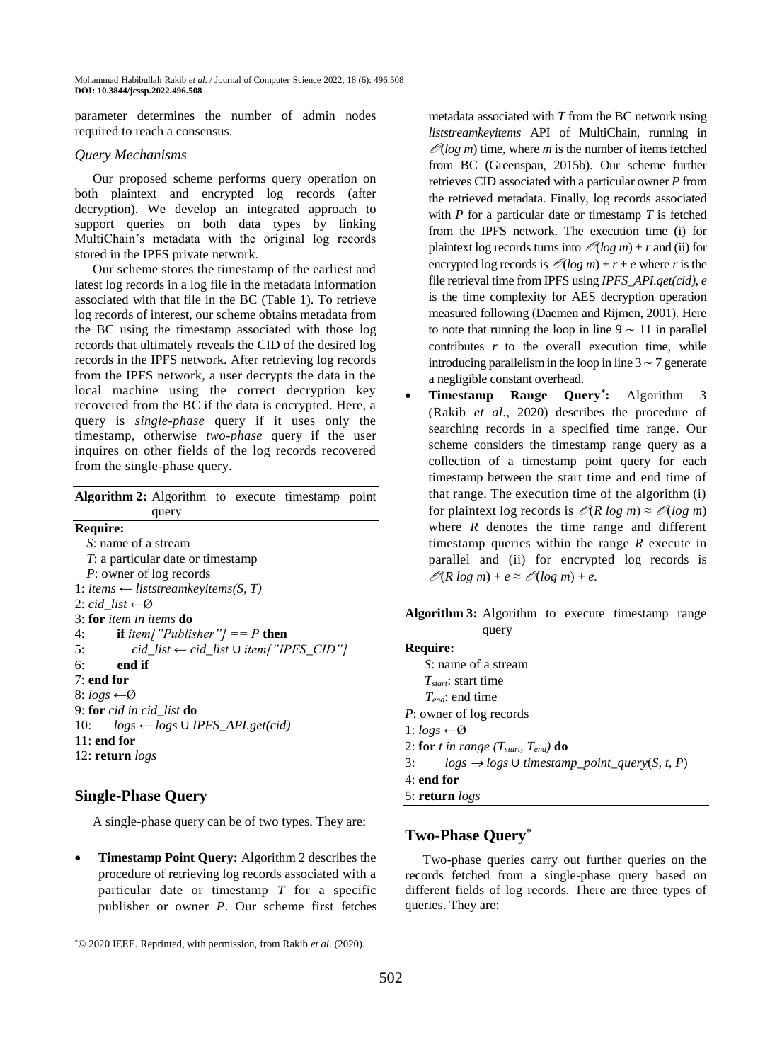parameter determines the number of admin nodes required to reach a consensus.

### *Query Mechanisms*

Our proposed scheme performs query operation on both plaintext and encrypted log records (after decryption). We develop an integrated approach to support queries on both data types by linking MultiChain's metadata with the original log records stored in the IPFS private network.

Our scheme stores the timestamp of the earliest and latest log records in a log file in the metadata information associated with that file in the BC (Table 1). To retrieve log records of interest, our scheme obtains metadata from the BC using the timestamp associated with those log records that ultimately reveals the CID of the desired log records in the IPFS network. After retrieving log records from the IPFS network, a user decrypts the data in the local machine using the correct decryption key recovered from the BC if the data is encrypted. Here, a query is *single-phase* query if it uses only the timestamp, otherwise *two-phase* query if the user inquires on other fields of the log records recovered from the single-phase query.

**Algorithm 2:** Algorithm to execute timestamp point query

```
Require:
  S: name of a stream
  T: a particular date or timestamp
  P: owner of log records
1: items ← liststreamkeyitems(S, T)
2: cid_list ←Ø
3: for item in items do
4:     if item["Publisher"] == P then
5:         cid_list ← cid_list ∪ item["IPFS_CID"]
6:     end if
7: end for
8: logs ←Ø
9: for cid in cid_list do
10:    logs ← logs ∪ IPFS_API.get(cid)
11: end for
12: return logs
```

## Single-Phase Query

A single-phase query can be of two types. They are:

- **Timestamp Point Query:** Algorithm 2 describes the procedure of retrieving log records associated with a particular date or timestamp *T* for a specific publisher or owner *P*. Our scheme first fetches metadata associated with *T* from the BC network using *liststreamkeyitems* API of MultiChain, running in $\mathcal{O}(\log m)$ time, where *m* is the number of items fetched from BC (Greenspan, 2015b). Our scheme further retrieves CID associated with a particular owner *P* from the retrieved metadata. Finally, log records associated with *P* for a particular date or timestamp *T* is fetched from the IPFS network. The execution time (i) for plaintext log records turns into $\mathcal{O}(\log m) + r$ and (ii) for encrypted log records is $\mathcal{O}(\log m) + r + e$ where *r* is the file retrieval time from IPFS using *IPFS_API.get(cid)*, *e* is the time complexity for AES decryption operation measured following (Daemen and Rijmen, 2001). Here to note that running the loop in line 9 ∼ 11 in parallel contributes *r* to the overall execution time, while introducing parallelism in the loop in line 3 ∼ 7 generate a negligible constant overhead.
- **Timestamp Range Query*:** Algorithm 3 (Rakib *et al*., 2020) describes the procedure of searching records in a specified time range. Our scheme considers the timestamp range query as a collection of a timestamp point query for each timestamp between the start time and end time of that range. The execution time of the algorithm (i) for plaintext log records is $\mathcal{O}(R \log m) \approx \mathcal{O}(\log m)$ where *R* denotes the time range and different timestamp queries within the range *R* execute in parallel and (ii) for encrypted log records is $\mathcal{O}(R \log m) + e \approx \mathcal{O}(\log m) + e$.

**Algorithm 3:** Algorithm to execute timestamp range query

```
Require:
  S: name of a stream
  T_start: start time
  T_end: end time
P: owner of log records
1: logs ←Ø
2: for t in range (T_start, T_end) do
3:     logs → logs ∪ timestamp_point_query(S, t, P)
4: end for
5: return logs
```

## Two-Phase Query*

Two-phase queries carry out further queries on the records fetched from a single-phase query based on different fields of log records. There are three types of queries. They are:

*© 2020 IEEE. Reprinted, with permission, from Rakib *et al*. (2020).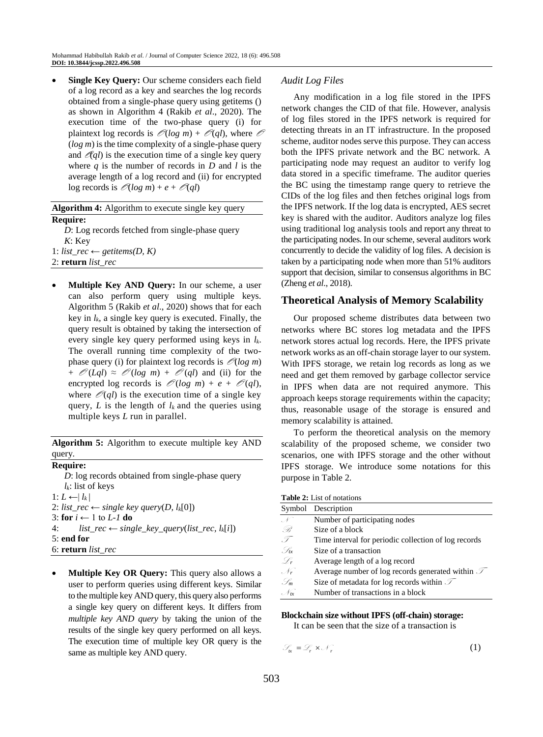- **Single Key Query:** Our scheme considers each field of a log record as a key and searches the log records obtained from a single-phase query using getitems () as shown in Algorithm 4 (Rakib *et al*., 2020). The execution time of the two-phase query (i) for plaintext log records is $\mathcal{O}(log\ m) + \mathcal{O}(ql)$, where $\mathcal{O}(log\ m)$ is the time complexity of a single-phase query and $\mathcal{O}(ql)$ is the execution time of a single key query where $q$ is the number of records in $D$ and $l$ is the average length of a log record and (ii) for encrypted log records is $\mathcal{O}(log\ m) + e + \mathcal{O}(ql)$

**Algorithm 4:** Algorithm to execute single key query

**Require:**

*D*: Log records fetched from single-phase query
*K*: Key

1: *list_rec* ← *getitems(D, K)*
2: **return** *list_rec*

- **Multiple Key AND Query:** In our scheme, a user can also perform query using multiple keys. Algorithm 5 (Rakib *et al*., 2020) shows that for each key in $l_k$, a single key query is executed. Finally, the query result is obtained by taking the intersection of every single key query performed using keys in $l_k$. The overall running time complexity of the two-phase query (i) for plaintext log records is $\mathcal{O}(log\ m) + \mathcal{O}(Lql) \approx \mathcal{O}(log\ m) + \mathcal{O}(ql)$ and (ii) for the encrypted log records is $\mathcal{O}(log\ m) + e + \mathcal{O}(ql)$, where $\mathcal{O}(ql)$ is the execution time of a single key query, $L$ is the length of $l_k$ and the queries using multiple keys $L$ run in parallel.

**Algorithm 5:** Algorithm to execute multiple key AND query.

**Require:**

*D*: log records obtained from single-phase query
$l_k$: list of keys

1: $L \leftarrow | l_k |$
2: *list_rec* ← *single key query*($D$, $l_k$[0])
3: **for** $i \leftarrow 1$ to $L\text{-}1$ **do**
4: *list_rec* ← *single_key_query*(*list_rec*, $l_k$[$i$])
5: **end for**
6: **return** *list_rec*

- **Multiple Key OR Query:** This query also allows a user to perform queries using different keys. Similar to the multiple key AND query, this query also performs a single key query on different keys. It differs from *multiple key AND query* by taking the union of the results of the single key query performed on all keys. The execution time of multiple key OR query is the same as multiple key AND query.

### Audit Log Files

Any modification in a log file stored in the IPFS network changes the CID of that file. However, analysis of log files stored in the IPFS network is required for detecting threats in an IT infrastructure. In the proposed scheme, auditor nodes serve this purpose. They can access both the IPFS private network and the BC network. A participating node may request an auditor to verify log data stored in a specific timeframe. The auditor queries the BC using the timestamp range query to retrieve the CIDs of the log files and then fetches original logs from the IPFS network. If the log data is encrypted, AES secret key is shared with the auditor. Auditors analyze log files using traditional log analysis tools and report any threat to the participating nodes. In our scheme, several auditors work concurrently to decide the validity of log files. A decision is taken by a participating node when more than 51% auditors support that decision, similar to consensus algorithms in BC (Zheng *et al*., 2018).

## Theoretical Analysis of Memory Scalability

Our proposed scheme distributes data between two networks where BC stores log metadata and the IPFS network stores actual log records. Here, the IPFS private network works as an off-chain storage layer to our system. With IPFS storage, we retain log records as long as we need and get them removed by garbage collector service in IPFS when data are not required anymore. This approach keeps storage requirements within the capacity; thus, reasonable usage of the storage is ensured and memory scalability is attained.

To perform the theoretical analysis on the memory scalability of the proposed scheme, we consider two scenarios, one with IPFS storage and the other without IPFS storage. We introduce some notations for this purpose in Table 2.

**Table 2:** List of notations

| Symbol | Description |
|---|---|
| $\mathcal{N}$ | Number of participating nodes |
| $\mathcal{B}$ | Size of a block |
| $\mathcal{T}$ | Time interval for periodic collection of log records |
| $\mathcal{S}_{tx}$ | Size of a transaction |
| $\mathcal{L}_r$ | Average length of a log record |
| $\mathcal{N}_r$ | Average number of log records generated within $\mathcal{T}$ |
| $\mathcal{S}_m$ | Size of metadata for log records within $\mathcal{T}$ |
| $\mathcal{N}_{tx}$ | Number of transactions in a block |

**Blockchain size without IPFS (off-chain) storage:**

It can be seen that the size of a transaction is

$$\mathcal{S}_{tx} = \mathcal{L}_r \times \mathcal{N}_r \tag{1}$$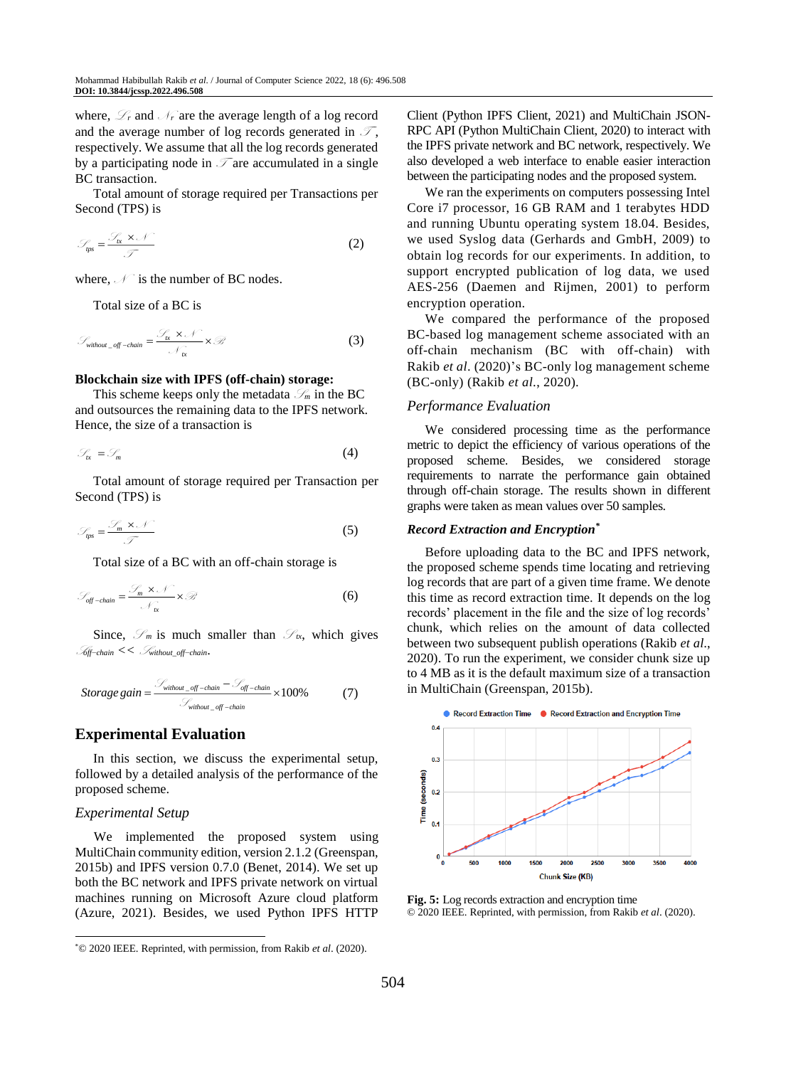where, $\mathcal{S}_r$ and $\mathcal{N}_r$ are the average length of a log record and the average number of log records generated in $\mathcal{T}$, respectively. We assume that all the log records generated by a participating node in $\mathcal{T}$ are accumulated in a single BC transaction.

Total amount of storage required per Transactions per Second (TPS) is

$$\mathcal{S}_{tps} = \frac{\mathcal{S}_{tx} \times \mathcal{N}}{\mathcal{T}} \quad (2)$$

where, $\mathcal{N}$ is the number of BC nodes.

Total size of a BC is

$$\mathcal{S}_{without\_off-chain} = \frac{\mathcal{S}_{tx} \times \mathcal{N}}{\mathcal{N}_{tx}} \times \mathcal{B} \quad (3)$$

**Blockchain size with IPFS (off-chain) storage:**

This scheme keeps only the metadata $\mathcal{S}_m$ in the BC and outsources the remaining data to the IPFS network. Hence, the size of a transaction is

$$\mathcal{S}_{tx} = \mathcal{S}_m \quad (4)$$

Total amount of storage required per Transaction per Second (TPS) is

$$\mathcal{S}_{tps} = \frac{\mathcal{S}_m \times \mathcal{N}}{\mathcal{T}} \quad (5)$$

Total size of a BC with an off-chain storage is

$$\mathcal{S}_{off-chain} = \frac{\mathcal{S}_m \times \mathcal{N}}{\mathcal{N}_{tx}} \times \mathcal{B} \quad (6)$$

Since, $\mathcal{S}_m$ is much smaller than $\mathcal{S}_{tx}$, which gives $\mathcal{S}_{off-chain} << \mathcal{S}_{without-off-chain}$.

$$Storage\ gain = \frac{\mathcal{S}_{without\_off-chain} - \mathcal{S}_{off-chain}}{\mathcal{S}_{without\_off-chain}} \times 100\% \quad (7)$$

## Experimental Evaluation

In this section, we discuss the experimental setup, followed by a detailed analysis of the performance of the proposed scheme.

### *Experimental Setup*

We implemented the proposed system using MultiChain community edition, version 2.1.2 (Greenspan, 2015b) and IPFS version 0.7.0 (Benet, 2014). We set up both the BC network and IPFS private network on virtual machines running on Microsoft Azure cloud platform (Azure, 2021). Besides, we used Python IPFS HTTP Client (Python IPFS Client, 2021) and MultiChain JSON-RPC API (Python MultiChain Client, 2020) to interact with the IPFS private network and BC network, respectively. We also developed a web interface to enable easier interaction between the participating nodes and the proposed system.

We ran the experiments on computers possessing Intel Core i7 processor, 16 GB RAM and 1 terabytes HDD and running Ubuntu operating system 18.04. Besides, we used Syslog data (Gerhards and GmbH, 2009) to obtain log records for our experiments. In addition, to support encrypted publication of log data, we used AES-256 (Daemen and Rijmen, 2001) to perform encryption operation.

We compared the performance of the proposed BC-based log management scheme associated with an off-chain mechanism (BC with off-chain) with Rakib *et al*. (2020)'s BC-only log management scheme (BC-only) (Rakib *et al*., 2020).

### *Performance Evaluation*

We considered processing time as the performance metric to depict the efficiency of various operations of the proposed scheme. Besides, we considered storage requirements to narrate the performance gain obtained through off-chain storage. The results shown in different graphs were taken as mean values over 50 samples.

#### ***Record Extraction and Encryption*** [*]

Before uploading data to the BC and IPFS network, the proposed scheme spends time locating and retrieving log records that are part of a given time frame. We denote this time as record extraction time. It depends on the log records' placement in the file and the size of log records' chunk, which relies on the amount of data collected between two subsequent publish operations (Rakib *et al*., 2020). To run the experiment, we consider chunk size up to 4 MB as it is the default maximum size of a transaction in MultiChain (Greenspan, 2015b).

**Fig. 5:** Log records extraction and encryption time
© 2020 IEEE. Reprinted, with permission, from Rakib *et al*. (2020).

[*]© 2020 IEEE. Reprinted, with permission, from Rakib *et al*. (2020).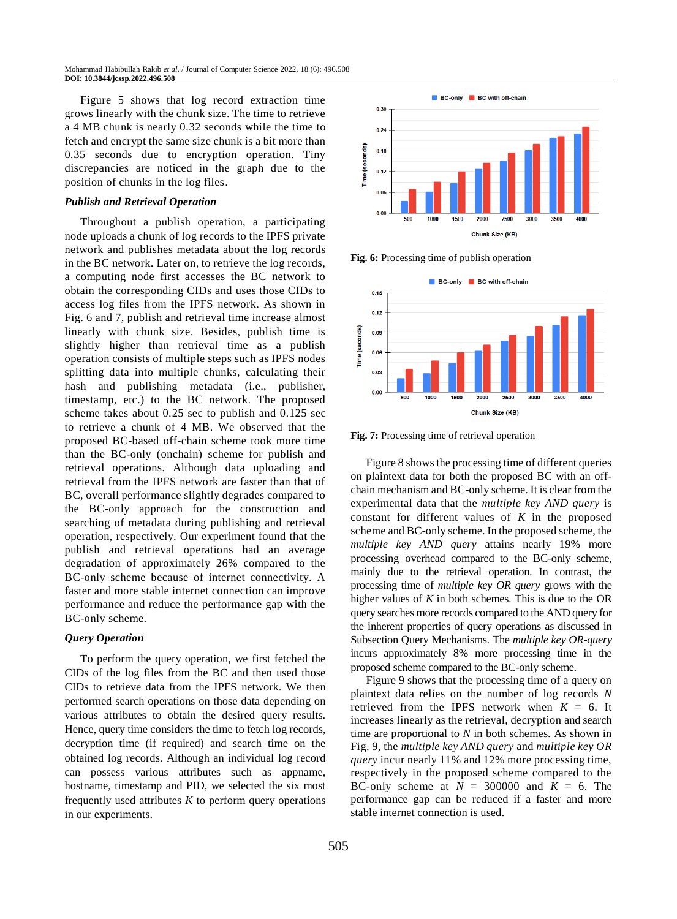Figure 5 shows that log record extraction time grows linearly with the chunk size. The time to retrieve a 4 MB chunk is nearly 0.32 seconds while the time to fetch and encrypt the same size chunk is a bit more than 0.35 seconds due to encryption operation. Tiny discrepancies are noticed in the graph due to the position of chunks in the log files.

### *Publish and Retrieval Operation*

Throughout a publish operation, a participating node uploads a chunk of log records to the IPFS private network and publishes metadata about the log records in the BC network. Later on, to retrieve the log records, a computing node first accesses the BC network to obtain the corresponding CIDs and uses those CIDs to access log files from the IPFS network. As shown in Fig. 6 and 7, publish and retrieval time increase almost linearly with chunk size. Besides, publish time is slightly higher than retrieval time as a publish operation consists of multiple steps such as IPFS nodes splitting data into multiple chunks, calculating their hash and publishing metadata (i.e., publisher, timestamp, etc.) to the BC network. The proposed scheme takes about 0.25 sec to publish and 0.125 sec to retrieve a chunk of 4 MB. We observed that the proposed BC-based off-chain scheme took more time than the BC-only (onchain) scheme for publish and retrieval operations. Although data uploading and retrieval from the IPFS network are faster than that of BC, overall performance slightly degrades compared to the BC-only approach for the construction and searching of metadata during publishing and retrieval operation, respectively. Our experiment found that the publish and retrieval operations had an average degradation of approximately 26% compared to the BC-only scheme because of internet connectivity. A faster and more stable internet connection can improve performance and reduce the performance gap with the BC-only scheme.

### *Query Operation*

To perform the query operation, we first fetched the CIDs of the log files from the BC and then used those CIDs to retrieve data from the IPFS network. We then performed search operations on those data depending on various attributes to obtain the desired query results. Hence, query time considers the time to fetch log records, decryption time (if required) and search time on the obtained log records. Although an individual log record can possess various attributes such as appname, hostname, timestamp and PID, we selected the six most frequently used attributes $K$ to perform query operations in our experiments.

**Fig. 6:** Processing time of publish operation

**Fig. 7:** Processing time of retrieval operation

Figure 8 shows the processing time of different queries on plaintext data for both the proposed BC with an off-chain mechanism and BC-only scheme. It is clear from the experimental data that the *multiple key AND query* is constant for different values of $K$ in the proposed scheme and BC-only scheme. In the proposed scheme, the *multiple key AND query* attains nearly 19% more processing overhead compared to the BC-only scheme, mainly due to the retrieval operation. In contrast, the processing time of *multiple key OR query* grows with the higher values of $K$ in both schemes. This is due to the OR query searches more records compared to the AND query for the inherent properties of query operations as discussed in Subsection Query Mechanisms. The *multiple key OR-query* incurs approximately 8% more processing time in the proposed scheme compared to the BC-only scheme.

Figure 9 shows that the processing time of a query on plaintext data relies on the number of log records $N$ retrieved from the IPFS network when $K = 6$. It increases linearly as the retrieval, decryption and search time are proportional to $N$ in both schemes. As shown in Fig. 9, the *multiple key AND query* and *multiple key OR query* incur nearly 11% and 12% more processing time, respectively in the proposed scheme compared to the BC-only scheme at $N = 300000$ and $K = 6$. The performance gap can be reduced if a faster and more stable internet connection is used.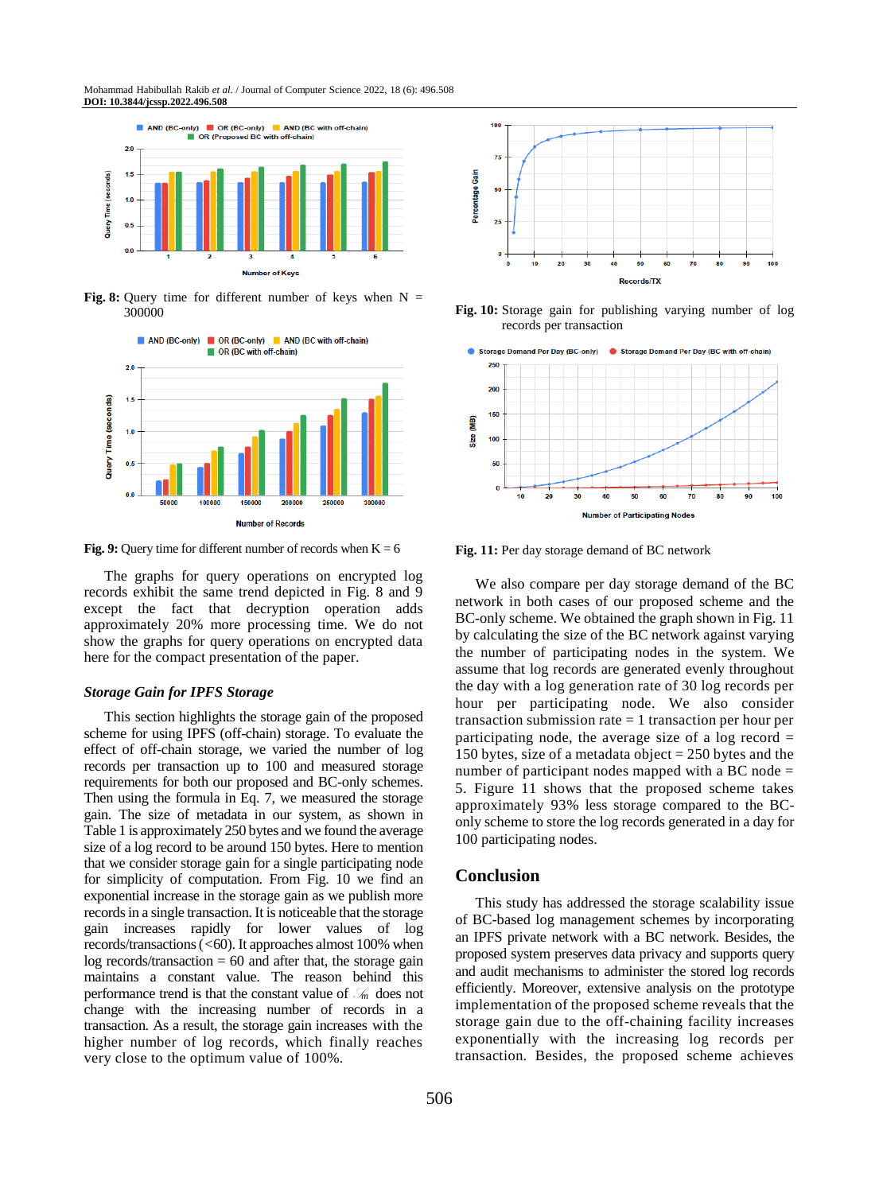Fig. 8: Query time for different number of keys when N = 300000

Fig. 9: Query time for different number of records when K = 6

The graphs for query operations on encrypted log records exhibit the same trend depicted in Fig. 8 and 9 except the fact that decryption operation adds approximately 20% more processing time. We do not show the graphs for query operations on encrypted data here for the compact presentation of the paper.

### *Storage Gain for IPFS Storage*

This section highlights the storage gain of the proposed scheme for using IPFS (off-chain) storage. To evaluate the effect of off-chain storage, we varied the number of log records per transaction up to 100 and measured storage requirements for both our proposed and BC-only schemes. Then using the formula in Eq. 7, we measured the storage gain. The size of metadata in our system, as shown in Table 1 is approximately 250 bytes and we found the average size of a log record to be around 150 bytes. Here to mention that we consider storage gain for a single participating node for simplicity of computation. From Fig. 10 we find an exponential increase in the storage gain as we publish more records in a single transaction. It is noticeable that the storage gain increases rapidly for lower values of log records/transactions (<60). It approaches almost 100% when log records/transaction = 60 and after that, the storage gain maintains a constant value. The reason behind this performance trend is that the constant value of $\mathcal{S}_m$ does not change with the increasing number of records in a transaction. As a result, the storage gain increases with the higher number of log records, which finally reaches very close to the optimum value of 100%.

Fig. 10: Storage gain for publishing varying number of log records per transaction

Fig. 11: Per day storage demand of BC network

We also compare per day storage demand of the BC network in both cases of our proposed scheme and the BC-only scheme. We obtained the graph shown in Fig. 11 by calculating the size of the BC network against varying the number of participating nodes in the system. We assume that log records are generated evenly throughout the day with a log generation rate of 30 log records per hour per participating node. We also consider transaction submission rate = 1 transaction per hour per participating node, the average size of a log record = 150 bytes, size of a metadata object = 250 bytes and the number of participant nodes mapped with a BC node = 5. Figure 11 shows that the proposed scheme takes approximately 93% less storage compared to the BC-only scheme to store the log records generated in a day for 100 participating nodes.

## Conclusion

This study has addressed the storage scalability issue of BC-based log management schemes by incorporating an IPFS private network with a BC network. Besides, the proposed system preserves data privacy and supports query and audit mechanisms to administer the stored log records efficiently. Moreover, extensive analysis on the prototype implementation of the proposed scheme reveals that the storage gain due to the off-chaining facility increases exponentially with the increasing log records per transaction. Besides, the proposed scheme achieves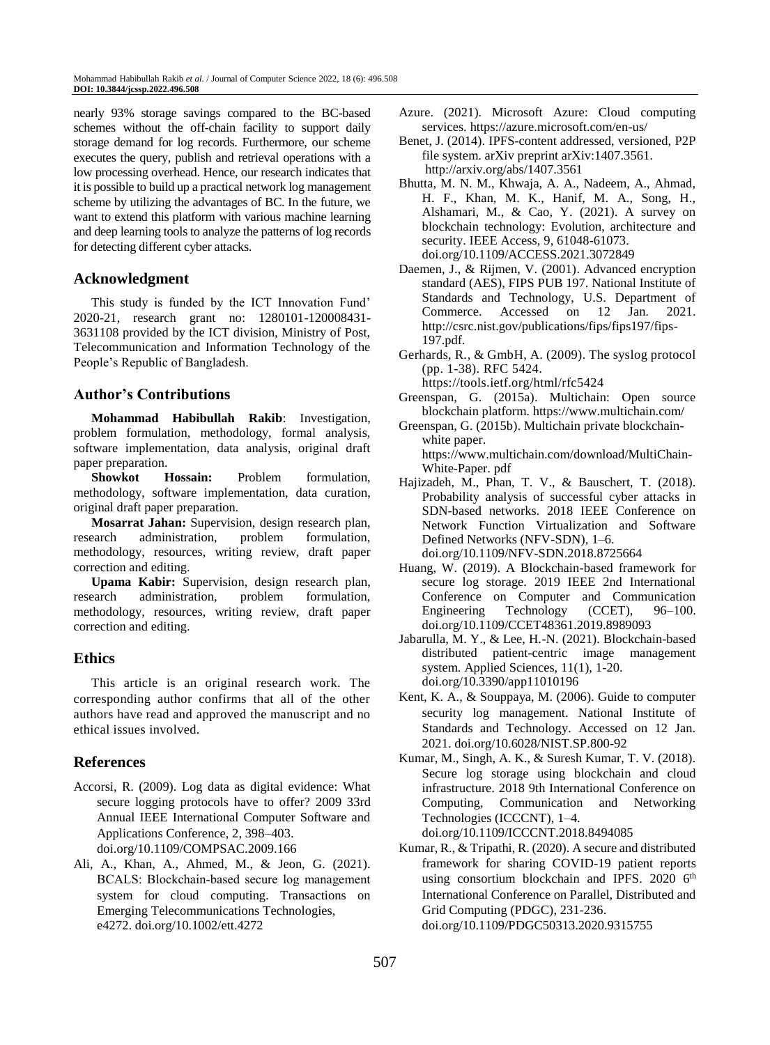nearly 93% storage savings compared to the BC-based schemes without the off-chain facility to support daily storage demand for log records. Furthermore, our scheme executes the query, publish and retrieval operations with a low processing overhead. Hence, our research indicates that it is possible to build up a practical network log management scheme by utilizing the advantages of BC. In the future, we want to extend this platform with various machine learning and deep learning tools to analyze the patterns of log records for detecting different cyber attacks.

## Acknowledgment

This study is funded by the ICT Innovation Fund' 2020-21, research grant no: 1280101-120008431-3631108 provided by the ICT division, Ministry of Post, Telecommunication and Information Technology of the People's Republic of Bangladesh.

## Author's Contributions

**Mohammad Habibullah Rakib**: Investigation, problem formulation, methodology, formal analysis, software implementation, data analysis, original draft paper preparation.

**Showkot Hossain:** Problem formulation, methodology, software implementation, data curation, original draft paper preparation.

**Mosarrat Jahan:** Supervision, design research plan, research administration, problem formulation, methodology, resources, writing review, draft paper correction and editing.

**Upama Kabir:** Supervision, design research plan, research administration, problem formulation, methodology, resources, writing review, draft paper correction and editing.

## Ethics

This article is an original research work. The corresponding author confirms that all of the other authors have read and approved the manuscript and no ethical issues involved.

## References

Accorsi, R. (2009). Log data as digital evidence: What secure logging protocols have to offer? 2009 33rd Annual IEEE International Computer Software and Applications Conference, 2, 398–403. doi.org/10.1109/COMPSAC.2009.166

Ali, A., Khan, A., Ahmed, M., & Jeon, G. (2021). BCALS: Blockchain-based secure log management system for cloud computing. Transactions on Emerging Telecommunications Technologies, e4272. doi.org/10.1002/ett.4272

Azure. (2021). Microsoft Azure: Cloud computing services. https://azure.microsoft.com/en-us/

Benet, J. (2014). IPFS-content addressed, versioned, P2P file system. arXiv preprint arXiv:1407.3561. http://arxiv.org/abs/1407.3561

Bhutta, M. N. M., Khwaja, A. A., Nadeem, A., Ahmad, H. F., Khan, M. K., Hanif, M. A., Song, H., Alshamari, M., & Cao, Y. (2021). A survey on blockchain technology: Evolution, architecture and security. IEEE Access, 9, 61048-61073. doi.org/10.1109/ACCESS.2021.3072849

Daemen, J., & Rijmen, V. (2001). Advanced encryption standard (AES), FIPS PUB 197. National Institute of Standards and Technology, U.S. Department of Commerce. Accessed on 12 Jan. 2021. http://csrc.nist.gov/publications/fips/fips197/fips-197.pdf.

Gerhards, R., & GmbH, A. (2009). The syslog protocol (pp. 1-38). RFC 5424. https://tools.ietf.org/html/rfc5424

Greenspan, G. (2015a). Multichain: Open source blockchain platform. https://www.multichain.com/

Greenspan, G. (2015b). Multichain private blockchain-white paper. https://www.multichain.com/download/MultiChain-White-Paper. pdf

Hajizadeh, M., Phan, T. V., & Bauschert, T. (2018). Probability analysis of successful cyber attacks in SDN-based networks. 2018 IEEE Conference on Network Function Virtualization and Software Defined Networks (NFV-SDN), 1–6. doi.org/10.1109/NFV-SDN.2018.8725664

Huang, W. (2019). A Blockchain-based framework for secure log storage. 2019 IEEE 2nd International Conference on Computer and Communication Engineering Technology (CCET), 96–100. doi.org/10.1109/CCET48361.2019.8989093

Jabarulla, M. Y., & Lee, H.-N. (2021). Blockchain-based distributed patient-centric image management system. Applied Sciences, 11(1), 1-20. doi.org/10.3390/app11010196

Kent, K. A., & Souppaya, M. (2006). Guide to computer security log management. National Institute of Standards and Technology. Accessed on 12 Jan. 2021. doi.org/10.6028/NIST.SP.800-92

Kumar, M., Singh, A. K., & Suresh Kumar, T. V. (2018). Secure log storage using blockchain and cloud infrastructure. 2018 9th International Conference on Computing, Communication and Networking Technologies (ICCCNT), 1–4. doi.org/10.1109/ICCCNT.2018.8494085

Kumar, R., & Tripathi, R. (2020). A secure and distributed framework for sharing COVID-19 patient reports using consortium blockchain and IPFS. 2020 6th International Conference on Parallel, Distributed and Grid Computing (PDGC), 231-236. doi.org/10.1109/PDGC50313.2020.9315755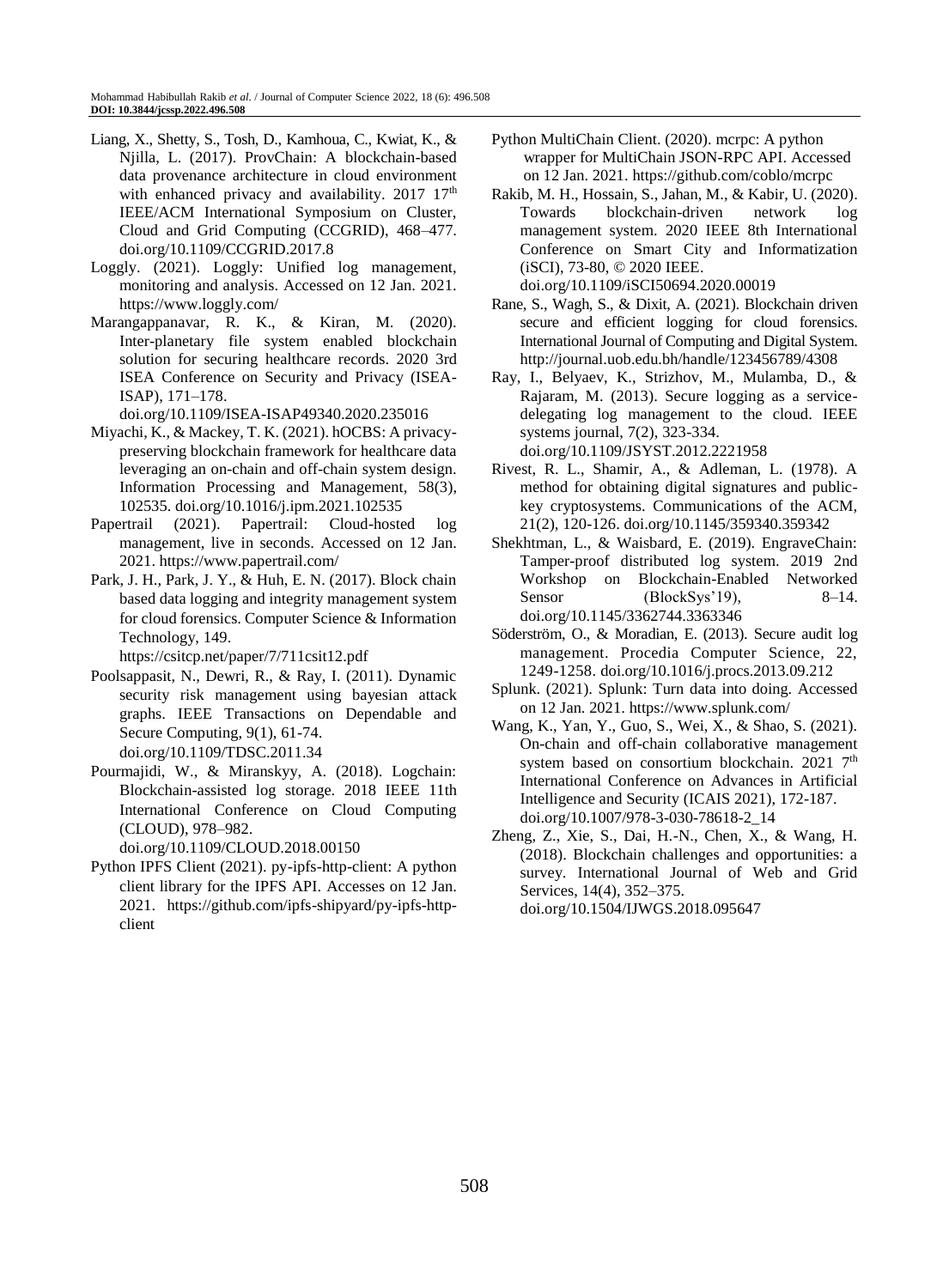Liang, X., Shetty, S., Tosh, D., Kamhoua, C., Kwiat, K., & Njilla, L. (2017). ProvChain: A blockchain-based data provenance architecture in cloud environment with enhanced privacy and availability. 2017 17th IEEE/ACM International Symposium on Cluster, Cloud and Grid Computing (CCGRID), 468–477. doi.org/10.1109/CCGRID.2017.8

Loggly. (2021). Loggly: Unified log management, monitoring and analysis. Accessed on 12 Jan. 2021. https://www.loggly.com/

Marangappanavar, R. K., & Kiran, M. (2020). Inter-planetary file system enabled blockchain solution for securing healthcare records. 2020 3rd ISEA Conference on Security and Privacy (ISEA-ISAP), 171–178. doi.org/10.1109/ISEA-ISAP49340.2020.235016

Miyachi, K., & Mackey, T. K. (2021). hOCBS: A privacy-preserving blockchain framework for healthcare data leveraging an on-chain and off-chain system design. Information Processing and Management, 58(3), 102535. doi.org/10.1016/j.ipm.2021.102535

Papertrail (2021). Papertrail: Cloud-hosted log management, live in seconds. Accessed on 12 Jan. 2021. https://www.papertrail.com/

Park, J. H., Park, J. Y., & Huh, E. N. (2017). Block chain based data logging and integrity management system for cloud forensics. Computer Science & Information Technology, 149. https://csitcp.net/paper/7/711csit12.pdf

Poolsappasit, N., Dewri, R., & Ray, I. (2011). Dynamic security risk management using bayesian attack graphs. IEEE Transactions on Dependable and Secure Computing, 9(1), 61-74. doi.org/10.1109/TDSC.2011.34

Pourmajidi, W., & Miranskyy, A. (2018). Logchain: Blockchain-assisted log storage. 2018 IEEE 11th International Conference on Cloud Computing (CLOUD), 978–982. doi.org/10.1109/CLOUD.2018.00150

Python IPFS Client (2021). py-ipfs-http-client: A python client library for the IPFS API. Accesses on 12 Jan. 2021. https://github.com/ipfs-shipyard/py-ipfs-http-client

Python MultiChain Client. (2020). mcrpc: A python wrapper for MultiChain JSON-RPC API. Accessed on 12 Jan. 2021. https://github.com/coblo/mcrpc

Rakib, M. H., Hossain, S., Jahan, M., & Kabir, U. (2020). Towards blockchain-driven network log management system. 2020 IEEE 8th International Conference on Smart City and Informatization (iSCI), 73-80, © 2020 IEEE. doi.org/10.1109/iSCI50694.2020.00019

Rane, S., Wagh, S., & Dixit, A. (2021). Blockchain driven secure and efficient logging for cloud forensics. International Journal of Computing and Digital System. http://journal.uob.edu.bh/handle/123456789/4308

Ray, I., Belyaev, K., Strizhov, M., Mulamba, D., & Rajaram, M. (2013). Secure logging as a service-delegating log management to the cloud. IEEE systems journal, 7(2), 323-334. doi.org/10.1109/JSYST.2012.2221958

Rivest, R. L., Shamir, A., & Adleman, L. (1978). A method for obtaining digital signatures and public-key cryptosystems. Communications of the ACM, 21(2), 120-126. doi.org/10.1145/359340.359342

Shekhtman, L., & Waisbard, E. (2019). EngraveChain: Tamper-proof distributed log system. 2019 2nd Workshop on Blockchain-Enabled Networked Sensor (BlockSys'19), 8–14. doi.org/10.1145/3362744.3363346

Söderström, O., & Moradian, E. (2013). Secure audit log management. Procedia Computer Science, 22, 1249-1258. doi.org/10.1016/j.procs.2013.09.212

Splunk. (2021). Splunk: Turn data into doing. Accessed on 12 Jan. 2021. https://www.splunk.com/

Wang, K., Yan, Y., Guo, S., Wei, X., & Shao, S. (2021). On-chain and off-chain collaborative management system based on consortium blockchain. 2021 7th International Conference on Advances in Artificial Intelligence and Security (ICAIS 2021), 172-187. doi.org/10.1007/978-3-030-78618-2_14

Zheng, Z., Xie, S., Dai, H.-N., Chen, X., & Wang, H. (2018). Blockchain challenges and opportunities: a survey. International Journal of Web and Grid Services, 14(4), 352–375. doi.org/10.1504/IJWGS.2018.095647